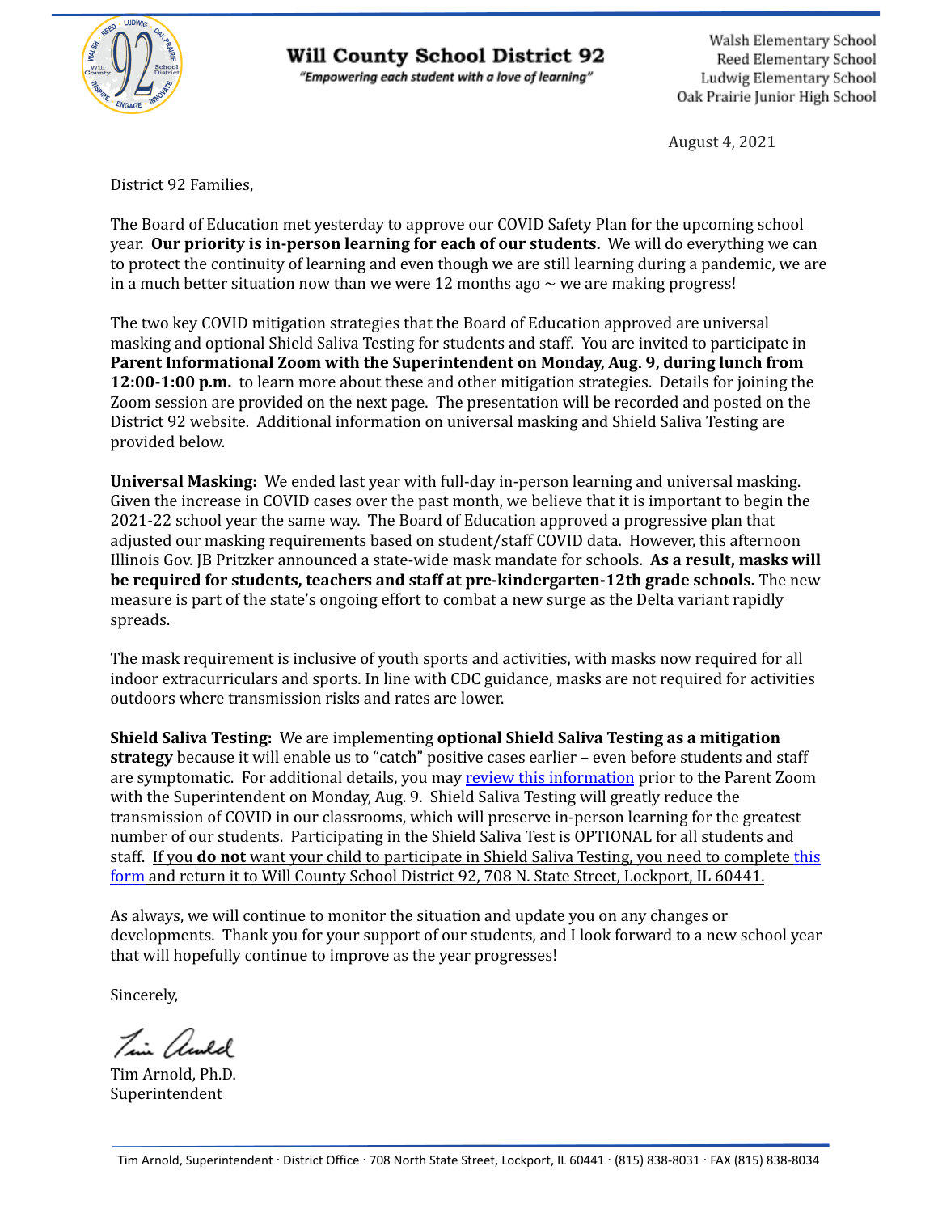# Will County School District 92

*"Empowering each student with a love of learning"*

Walsh Elementary School
Reed Elementary School
Ludwig Elementary School
Oak Prairie Junior High School

August 4, 2021

District 92 Families,

The Board of Education met yesterday to approve our COVID Safety Plan for the upcoming school year. **Our priority is in-person learning for each of our students.** We will do everything we can to protect the continuity of learning and even though we are still learning during a pandemic, we are in a much better situation now than we were 12 months ago ~ we are making progress!

The two key COVID mitigation strategies that the Board of Education approved are universal masking and optional Shield Saliva Testing for students and staff. You are invited to participate in **Parent Informational Zoom with the Superintendent on Monday, Aug. 9, during lunch from 12:00-1:00 p.m.** to learn more about these and other mitigation strategies. Details for joining the Zoom session are provided on the next page. The presentation will be recorded and posted on the District 92 website. Additional information on universal masking and Shield Saliva Testing are provided below.

**Universal Masking:** We ended last year with full-day in-person learning and universal masking. Given the increase in COVID cases over the past month, we believe that it is important to begin the 2021-22 school year the same way. The Board of Education approved a progressive plan that adjusted our masking requirements based on student/staff COVID data. However, this afternoon Illinois Gov. JB Pritzker announced a state-wide mask mandate for schools. **As a result, masks will be required for students, teachers and staff at pre-kindergarten-12th grade schools.** The new measure is part of the state's ongoing effort to combat a new surge as the Delta variant rapidly spreads.

The mask requirement is inclusive of youth sports and activities, with masks now required for all indoor extracurriculars and sports. In line with CDC guidance, masks are not required for activities outdoors where transmission risks and rates are lower.

**Shield Saliva Testing:** We are implementing **optional Shield Saliva Testing as a mitigation strategy** because it will enable us to "catch" positive cases earlier – even before students and staff are symptomatic. For additional details, you may review this information prior to the Parent Zoom with the Superintendent on Monday, Aug. 9. Shield Saliva Testing will greatly reduce the transmission of COVID in our classrooms, which will preserve in-person learning for the greatest number of our students. Participating in the Shield Saliva Test is OPTIONAL for all students and staff. If you **do not** want your child to participate in Shield Saliva Testing, you need to complete this form and return it to Will County School District 92, 708 N. State Street, Lockport, IL 60441.

As always, we will continue to monitor the situation and update you on any changes or developments. Thank you for your support of our students, and I look forward to a new school year that will hopefully continue to improve as the year progresses!

Sincerely,

Tim Arnold, Ph.D.
Superintendent

Tim Arnold, Superintendent · District Office · 708 North State Street, Lockport, IL 60441 · (815) 838-8031 · FAX (815) 838-8034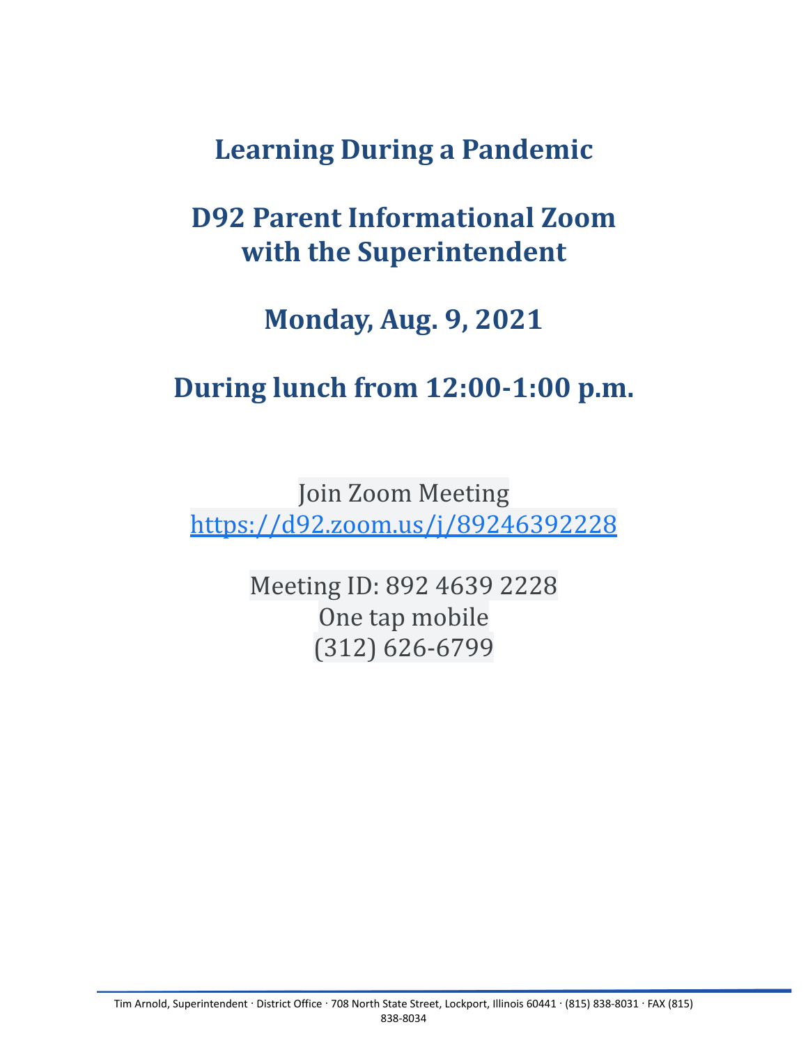# Learning During a Pandemic

# D92 Parent Informational Zoom with the Superintendent

# Monday, Aug. 9, 2021

# During lunch from 12:00-1:00 p.m.

Join Zoom Meeting
https://d92.zoom.us/j/89246392228

Meeting ID: 892 4639 2228
One tap mobile
(312) 626-6799

Tim Arnold, Superintendent · District Office · 708 North State Street, Lockport, Illinois 60441 · (815) 838-8031 · FAX (815) 838-8034